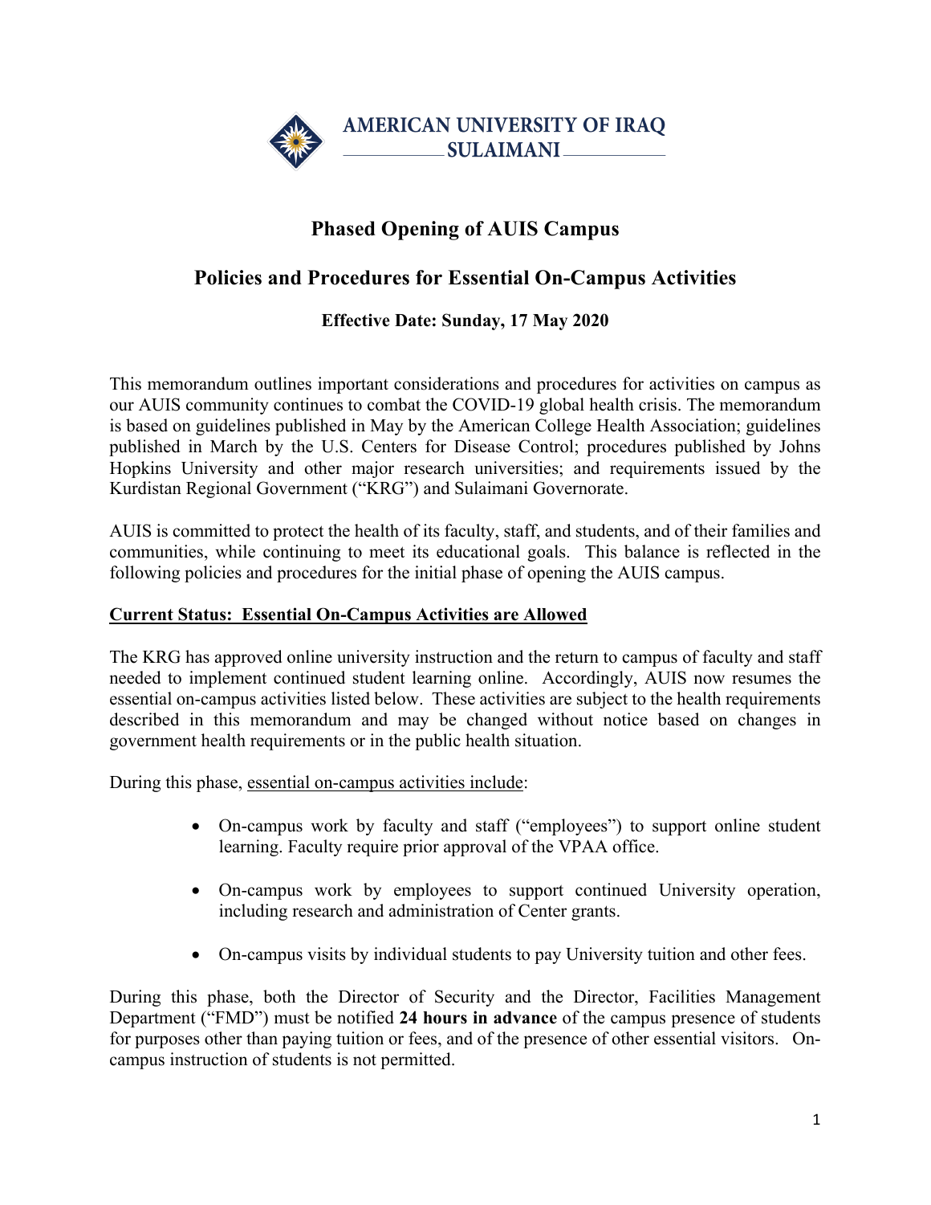AMERICAN UNIVERSITY OF IRAQ SULAIMANI

# Phased Opening of AUIS Campus

## Policies and Procedures for Essential On-Campus Activities

### Effective Date: Sunday, 17 May 2020

This memorandum outlines important considerations and procedures for activities on campus as our AUIS community continues to combat the COVID-19 global health crisis. The memorandum is based on guidelines published in May by the American College Health Association; guidelines published in March by the U.S. Centers for Disease Control; procedures published by Johns Hopkins University and other major research universities; and requirements issued by the Kurdistan Regional Government ("KRG") and Sulaimani Governorate.

AUIS is committed to protect the health of its faculty, staff, and students, and of their families and communities, while continuing to meet its educational goals. This balance is reflected in the following policies and procedures for the initial phase of opening the AUIS campus.

**Current Status: Essential On-Campus Activities are Allowed**

The KRG has approved online university instruction and the return to campus of faculty and staff needed to implement continued student learning online. Accordingly, AUIS now resumes the essential on-campus activities listed below. These activities are subject to the health requirements described in this memorandum and may be changed without notice based on changes in government health requirements or in the public health situation.

During this phase, essential on-campus activities include:

- On-campus work by faculty and staff ("employees") to support online student learning. Faculty require prior approval of the VPAA office.
- On-campus work by employees to support continued University operation, including research and administration of Center grants.
- On-campus visits by individual students to pay University tuition and other fees.

During this phase, both the Director of Security and the Director, Facilities Management Department ("FMD") must be notified **24 hours in advance** of the campus presence of students for purposes other than paying tuition or fees, and of the presence of other essential visitors. On-campus instruction of students is not permitted.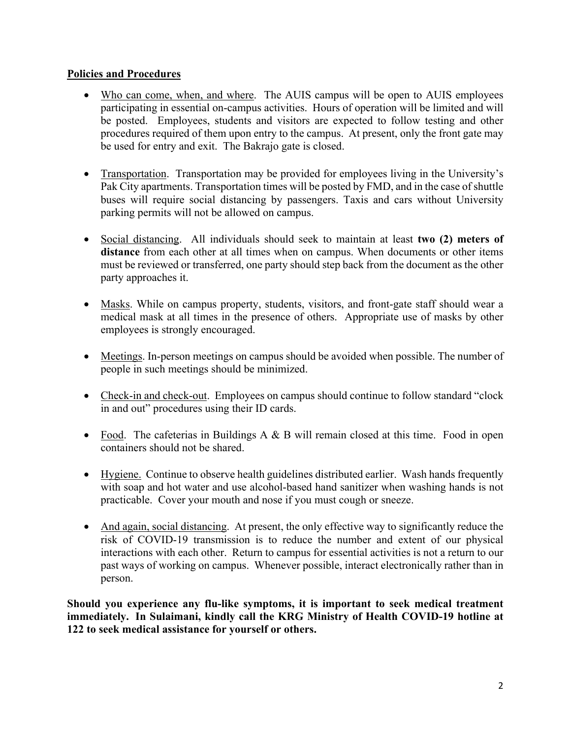**Policies and Procedures**

- Who can come, when, and where. The AUIS campus will be open to AUIS employees participating in essential on-campus activities. Hours of operation will be limited and will be posted. Employees, students and visitors are expected to follow testing and other procedures required of them upon entry to the campus. At present, only the front gate may be used for entry and exit. The Bakrajo gate is closed.

- Transportation. Transportation may be provided for employees living in the University's Pak City apartments. Transportation times will be posted by FMD, and in the case of shuttle buses will require social distancing by passengers. Taxis and cars without University parking permits will not be allowed on campus.

- Social distancing. All individuals should seek to maintain at least **two (2) meters of distance** from each other at all times when on campus. When documents or other items must be reviewed or transferred, one party should step back from the document as the other party approaches it.

- Masks. While on campus property, students, visitors, and front-gate staff should wear a medical mask at all times in the presence of others. Appropriate use of masks by other employees is strongly encouraged.

- Meetings. In-person meetings on campus should be avoided when possible. The number of people in such meetings should be minimized.

- Check-in and check-out. Employees on campus should continue to follow standard "clock in and out" procedures using their ID cards.

- Food. The cafeterias in Buildings A & B will remain closed at this time. Food in open containers should not be shared.

- Hygiene. Continue to observe health guidelines distributed earlier. Wash hands frequently with soap and hot water and use alcohol-based hand sanitizer when washing hands is not practicable. Cover your mouth and nose if you must cough or sneeze.

- And again, social distancing. At present, the only effective way to significantly reduce the risk of COVID-19 transmission is to reduce the number and extent of our physical interactions with each other. Return to campus for essential activities is not a return to our past ways of working on campus. Whenever possible, interact electronically rather than in person.

**Should you experience any flu-like symptoms, it is important to seek medical treatment immediately. In Sulaimani, kindly call the KRG Ministry of Health COVID-19 hotline at 122 to seek medical assistance for yourself or others.**